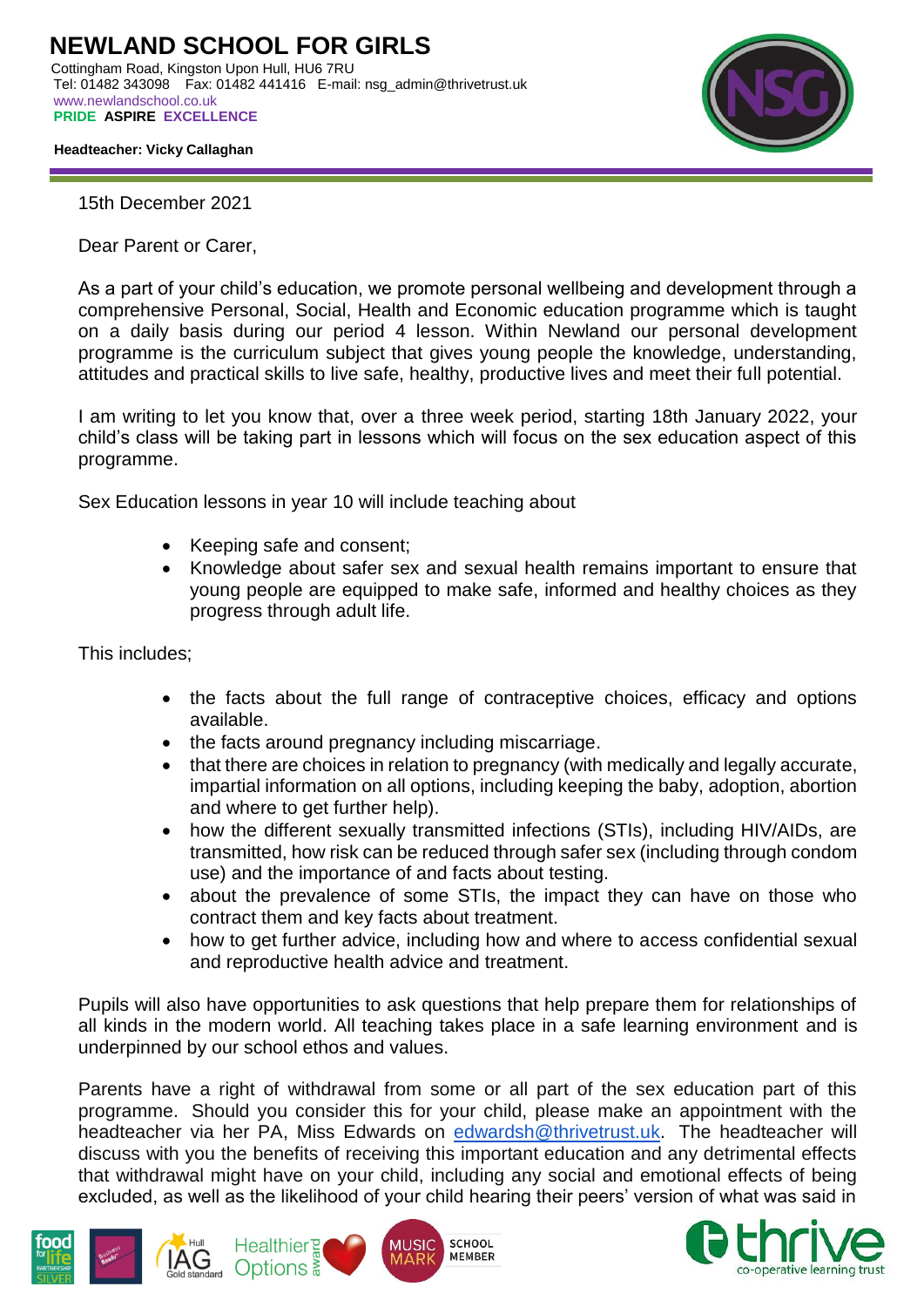# NEWLAND SCHOOL FOR GIRLS

Cottingham Road, Kingston Upon Hull, HU6 7RU
Tel: 01482 343098 Fax: 01482 441416 E-mail: nsg_admin@thrivetrust.uk
www.newlandschool.co.uk
**PRIDE ASPIRE EXCELLENCE**

**Headteacher: Vicky Callaghan**

15th December 2021

Dear Parent or Carer,

As a part of your child's education, we promote personal wellbeing and development through a comprehensive Personal, Social, Health and Economic education programme which is taught on a daily basis during our period 4 lesson. Within Newland our personal development programme is the curriculum subject that gives young people the knowledge, understanding, attitudes and practical skills to live safe, healthy, productive lives and meet their full potential.

I am writing to let you know that, over a three week period, starting 18th January 2022, your child's class will be taking part in lessons which will focus on the sex education aspect of this programme.

Sex Education lessons in year 10 will include teaching about

- Keeping safe and consent;
- Knowledge about safer sex and sexual health remains important to ensure that young people are equipped to make safe, informed and healthy choices as they progress through adult life.

This includes;

- the facts about the full range of contraceptive choices, efficacy and options available.
- the facts around pregnancy including miscarriage.
- that there are choices in relation to pregnancy (with medically and legally accurate, impartial information on all options, including keeping the baby, adoption, abortion and where to get further help).
- how the different sexually transmitted infections (STIs), including HIV/AIDs, are transmitted, how risk can be reduced through safer sex (including through condom use) and the importance of and facts about testing.
- about the prevalence of some STIs, the impact they can have on those who contract them and key facts about treatment.
- how to get further advice, including how and where to access confidential sexual and reproductive health advice and treatment.

Pupils will also have opportunities to ask questions that help prepare them for relationships of all kinds in the modern world. All teaching takes place in a safe learning environment and is underpinned by our school ethos and values.

Parents have a right of withdrawal from some or all part of the sex education part of this programme. Should you consider this for your child, please make an appointment with the headteacher via her PA, Miss Edwards on edwardsh@thrivetrust.uk. The headteacher will discuss with you the benefits of receiving this important education and any detrimental effects that withdrawal might have on your child, including any social and emotional effects of being excluded, as well as the likelihood of your child hearing their peers' version of what was said in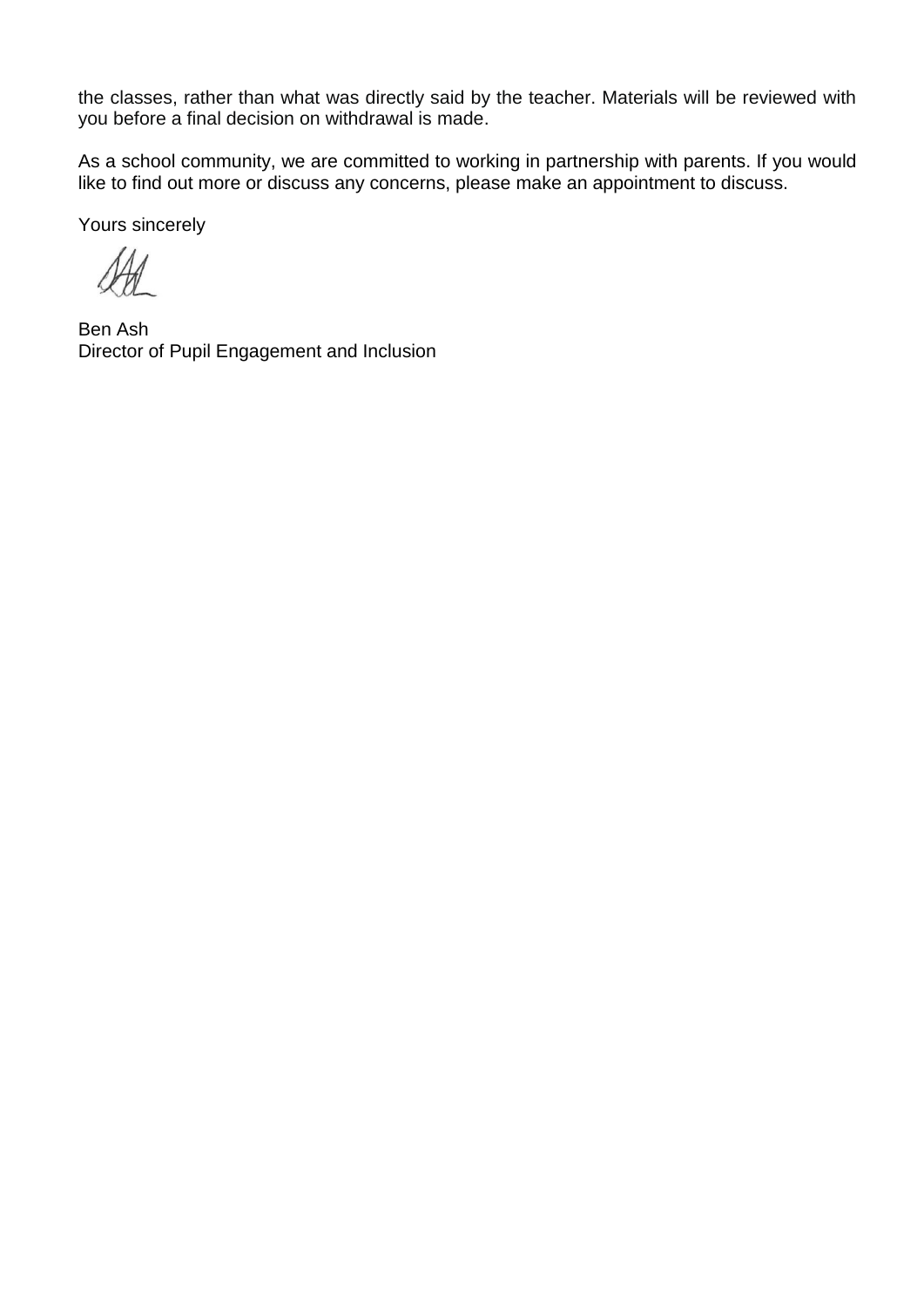the classes, rather than what was directly said by the teacher. Materials will be reviewed with you before a final decision on withdrawal is made.

As a school community, we are committed to working in partnership with parents. If you would like to find out more or discuss any concerns, please make an appointment to discuss.

Yours sincerely

Ben Ash
Director of Pupil Engagement and Inclusion